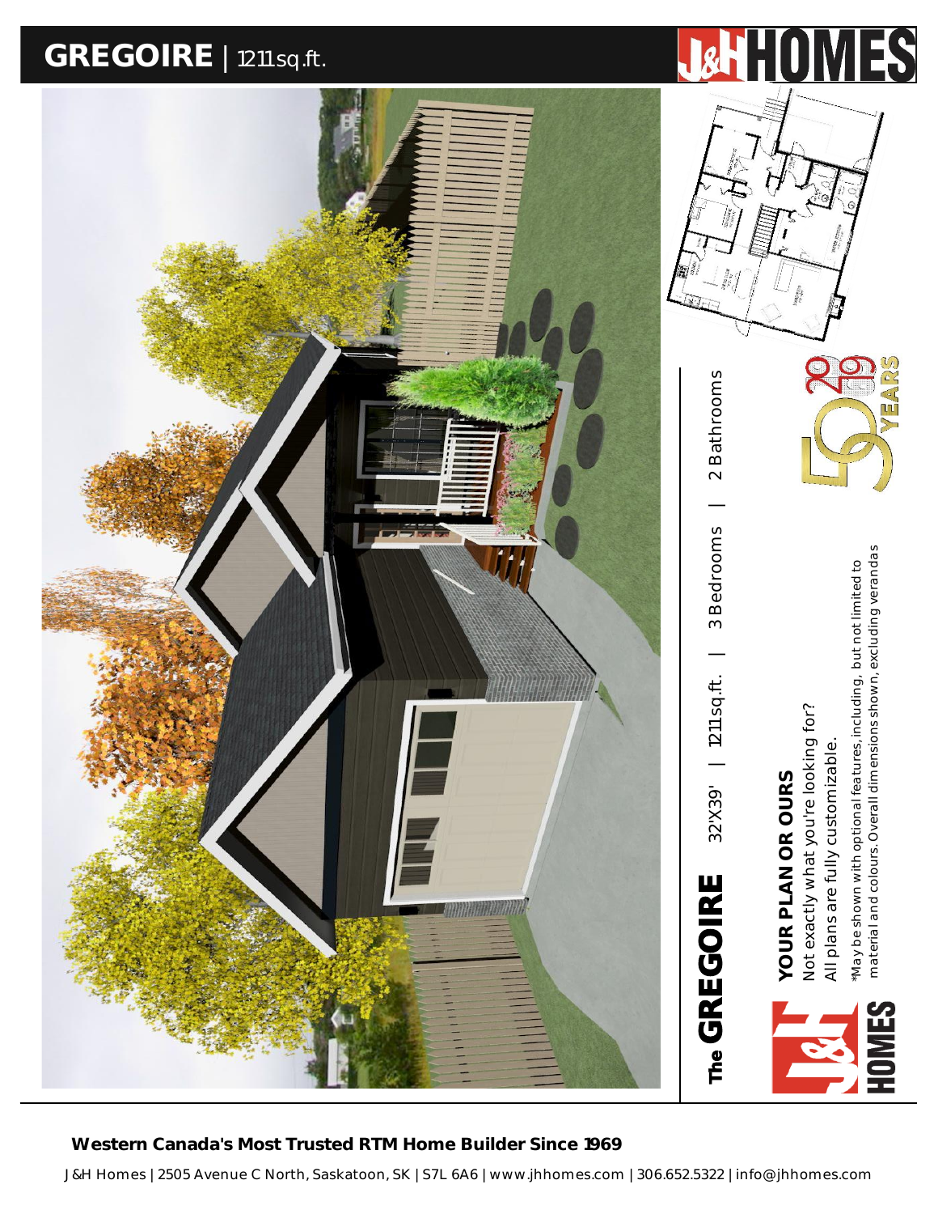# GREGOIRE | 1211 sq.ft.

J&H HOMES

## The GREGOIRE

32'X39' | 1211 sq.ft. | 3 Bedrooms | 2 Bathrooms

**YOUR PLAN OR OURS**

Not exactly what you're looking for?
All plans are fully customizable.

*May be shown with optional features, including, but not limited to material and colours. Overall dimensions shown, excluding verandas

**Western Canada's Most Trusted RTM Home Builder Since 1969**

J&H Homes | 2505 Avenue C North, Saskatoon, SK | S7L 6A6 | www.jhhomes.com | 306.652.5322 | info@jhhomes.com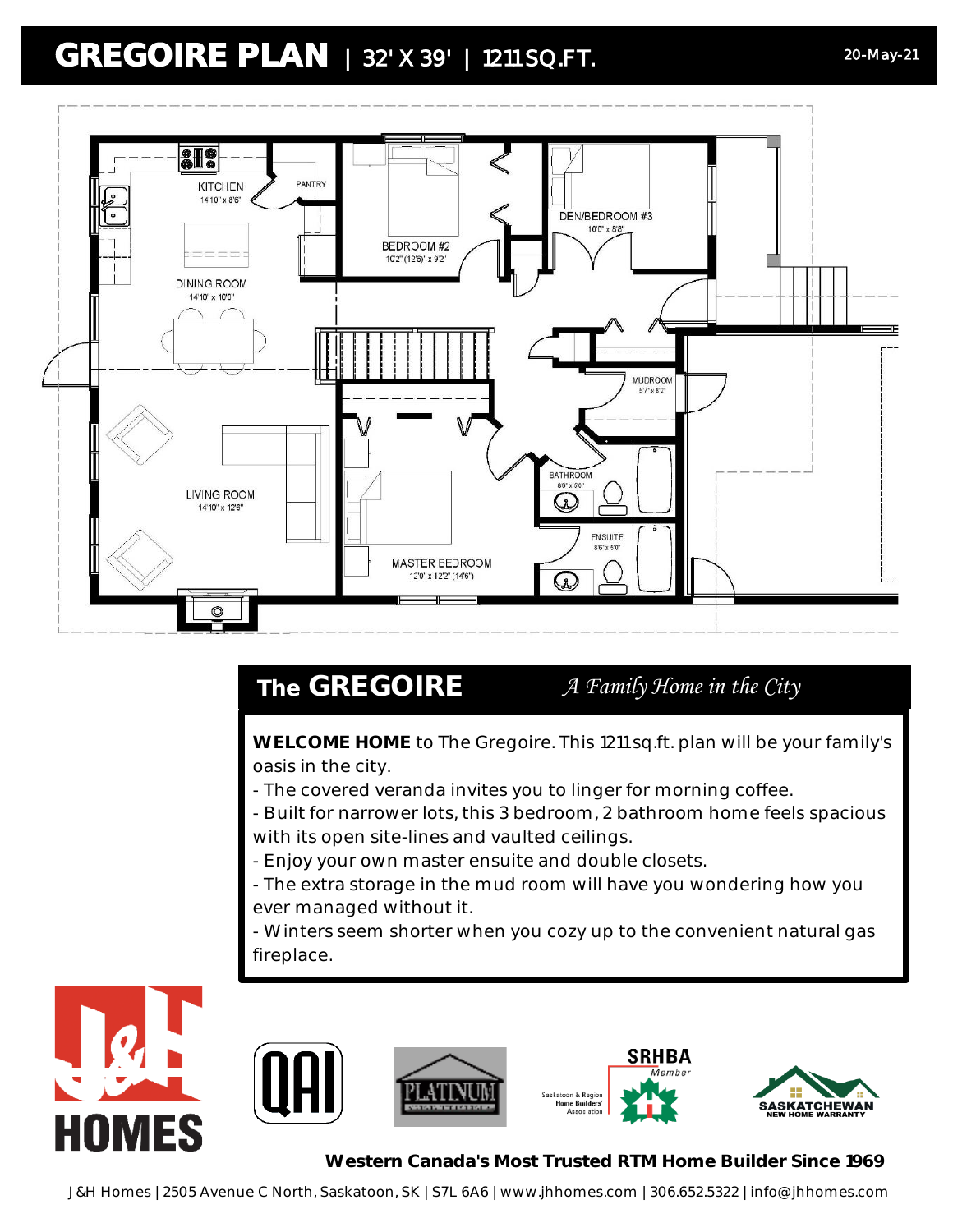# GREGOIRE PLAN | 32' X 39' | 1211 SQ.FT.

20-May-21

KITCHEN
14'10" x 8'6"

PANTRY

BEDROOM #2
10'2" (12'6") x 9'2"

DEN/BEDROOM #3
10'0" x 8'8"

DINING ROOM
14'10" x 10'0"

MUDROOM
5'7" x 8'2"

BATHROOM
8'6" x 5'0"

LIVING ROOM
14'10" x 12'6"

ENSUITE
8'6" x 5'0"

MASTER BEDROOM
12'0" x 12'2" (14'6")

## The GREGOIRE

*A Family Home in the City*

**WELCOME HOME** to The Gregoire. This 1211 sq.ft. plan will be your family's oasis in the city.

- The covered veranda invites you to linger for morning coffee.
- Built for narrower lots, this 3 bedroom, 2 bathroom home feels spacious with its open site-lines and vaulted ceilings.
- Enjoy your own master ensuite and double closets.
- The extra storage in the mud room will have you wondering how you ever managed without it.
- Winters seem shorter when you cozy up to the convenient natural gas fireplace.

J&H HOMES

QAI

PLATINUM

SRHBA Member
Saskatoon & Region Home Builders' Association

SASKATCHEWAN NEW HOME WARRANTY

**Western Canada's Most Trusted RTM Home Builder Since 1969**

J&H Homes | 2505 Avenue C North, Saskatoon, SK | S7L 6A6 | www.jhhomes.com | 306.652.5322 | info@jhhomes.com